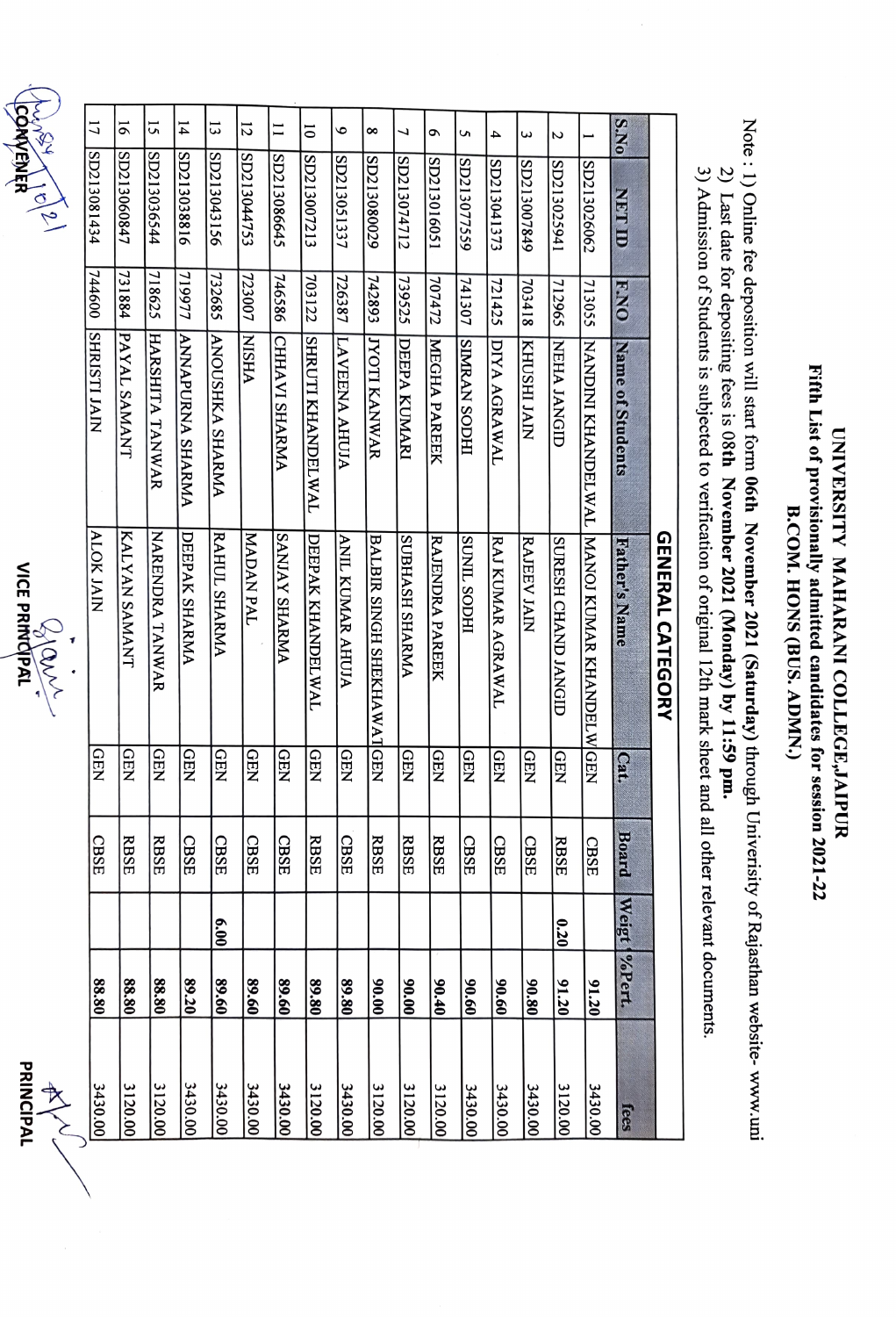# UNIVERSITY MAHARANI COLLEGE,JAIPUR

## Fifth List of provisionally admitted candidates for session 2021-22

## B.COM. HONS (BUS. ADMN.)

Note : 1) Online fee deposition will start form **06th November 2021 (Saturday)** through University of Rajasthan website- www.uni

2) Last date for depositing fees is **08th November 2021 (Monday) by 11:59 pm.**

3) Admission of Students is subjected to verification of original 12th mark sheet and all other relevant documents.

### GENERAL CATEGORY

| S.No | NET ID | F.NO | Name of Students | Father's Name | Cat. | Board | Weigt | %Pert. | fees |
|---|---|---|---|---|---|---|---|---|---|
| 1 | SD213026062 | 713055 | NANDINI KHANDELWAL | MANOJ KUMAR KHANDELW | GEN | CBSE | | **91.20** | 3430.00 |
| 2 | SD213025941 | 712965 | NEHA JANGID | SURESH CHAND JANGID | GEN | RBSE | **0.20** | **91.20** | 3120.00 |
| 3 | SD213007849 | 703418 | KHUSHI JAIN | RAJEEV JAIN | GEN | CBSE | | **90.80** | 3430.00 |
| 4 | SD213041373 | 721425 | DIYA AGRAWAL | RAJ KUMAR AGRAWAL | GEN | CBSE | | **90.60** | 3430.00 |
| 5 | SD213077559 | 741307 | SIMRAN SODHI | SUNIL SODHI | GEN | CBSE | | **90.60** | 3430.00 |
| 6 | SD213016051 | 707472 | MEGHA PAREEK | RAJENDRA PAREEK | GEN | RBSE | | **90.40** | 3120.00 |
| 7 | SD213074712 | 739525 | DEEPA KUMARI | SUBHASH SHARMA | GEN | RBSE | | **90.00** | 3120.00 |
| 8 | SD213080029 | 742893 | JYOTI KANWAR | BALBIR SINGH SHEKHAWAT | GEN | RBSE | | **90.00** | 3120.00 |
| 9 | SD213051337 | 726387 | LAVEENA AHUJA | ANIL KUMAR AHUJA | GEN | CBSE | | **89.80** | 3430.00 |
| 10 | SD213007213 | 703122 | SHRUTI KHANDELWAL | DEEPAK KHANDELWAL | GEN | RBSE | | **89.80** | 3120.00 |
| 11 | SD213086645 | 746586 | CHHAVI SHARMA | SANJAY SHARMA | GEN | CBSE | | **89.60** | 3430.00 |
| 12 | SD213044753 | 723007 | NISHA | MADAN PAL | GEN | CBSE | | **89.60** | 3430.00 |
| 13 | SD213043156 | 732685 | ANOUSHKA SHARMA | RAHUL SHARMA | GEN | CBSE | **6.00** | **89.60** | 3430.00 |
| 14 | SD213038816 | 719977 | ANNAPURNA SHARMA | DEEPAK SHARMA | GEN | CBSE | | **89.20** | 3430.00 |
| 15 | SD213036544 | 718625 | HARSHITA TANWAR | NARENDRA TANWAR | GEN | RBSE | | **88.80** | 3120.00 |
| 16 | SD213060847 | 731884 | PAYAL SAMANT | KALYAN SAMANT | GEN | RBSE | | **88.80** | 3120.00 |
| 17 | SD213081434 | 744600 | SHRISTI JAIN | ALOK JAIN | GEN | CBSE | | **88.80** | 3430.00 |

CONVENER　　　　VICE PRINCIPAL　　　　PRINCIPAL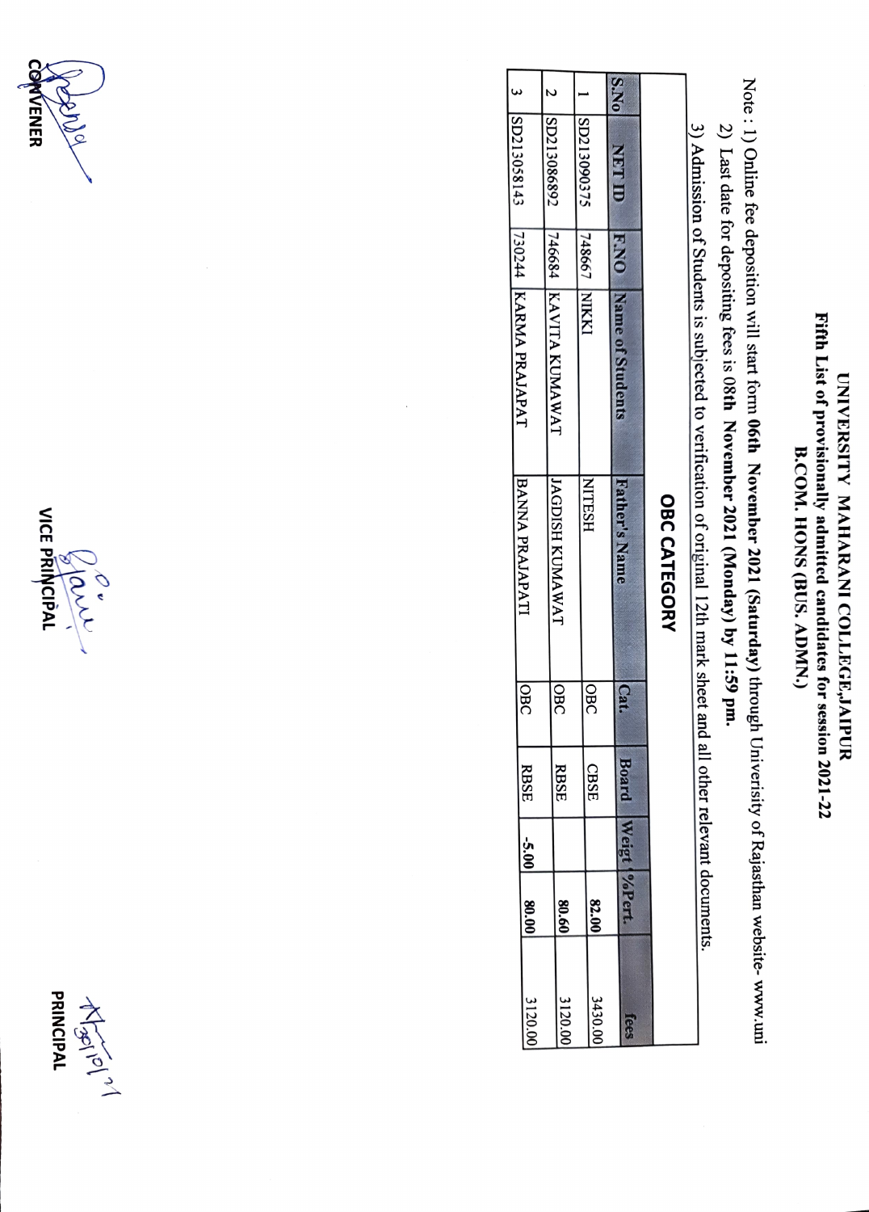# UNIVERSITY MAHARANI COLLEGE,,JAIPUR

## Fifth List of provisionally admitted candidates for session 2021-22

## B.COM. HONS (BUS. ADMN.)

Note : 1) Online fee deposition will start form **06th November 2021 (Saturday)** through Univerisity of Rajasthan website- www.uni

2) Last date for depositing fees is 08th **November 2021 (Monday) by 11:59 pm.**

3) Admission of Students is subjected to verification of original 12th mark sheet and all other relevant documents.

### OBC CATEGORY

| S.No | NET ID | F.NO | Name of Students | Father's Name | Cat. | Board | Weigt | %Pert. | fees |
|---|---|---|---|---|---|---|---|---|---|
| 1 | SD213090375 | 748667 | NIKKI | NITESH | OBC | CBSE | | 82.00 | 3430.00 |
| 2 | SD213086892 | 746684 | KAVITA KUMAWAT | JAGDISH KUMAWAT | OBC | RBSE | | 80.60 | 3120.00 |
| 3 | SD213058143 | 730244 | KARMA PRAJAPAT | BANNA PRAJAPATI | OBC | RBSE | -5.00 | 80.00 | 3120.00 |

CONVENER

VICE PRINCIPAL

PRINCIPAL